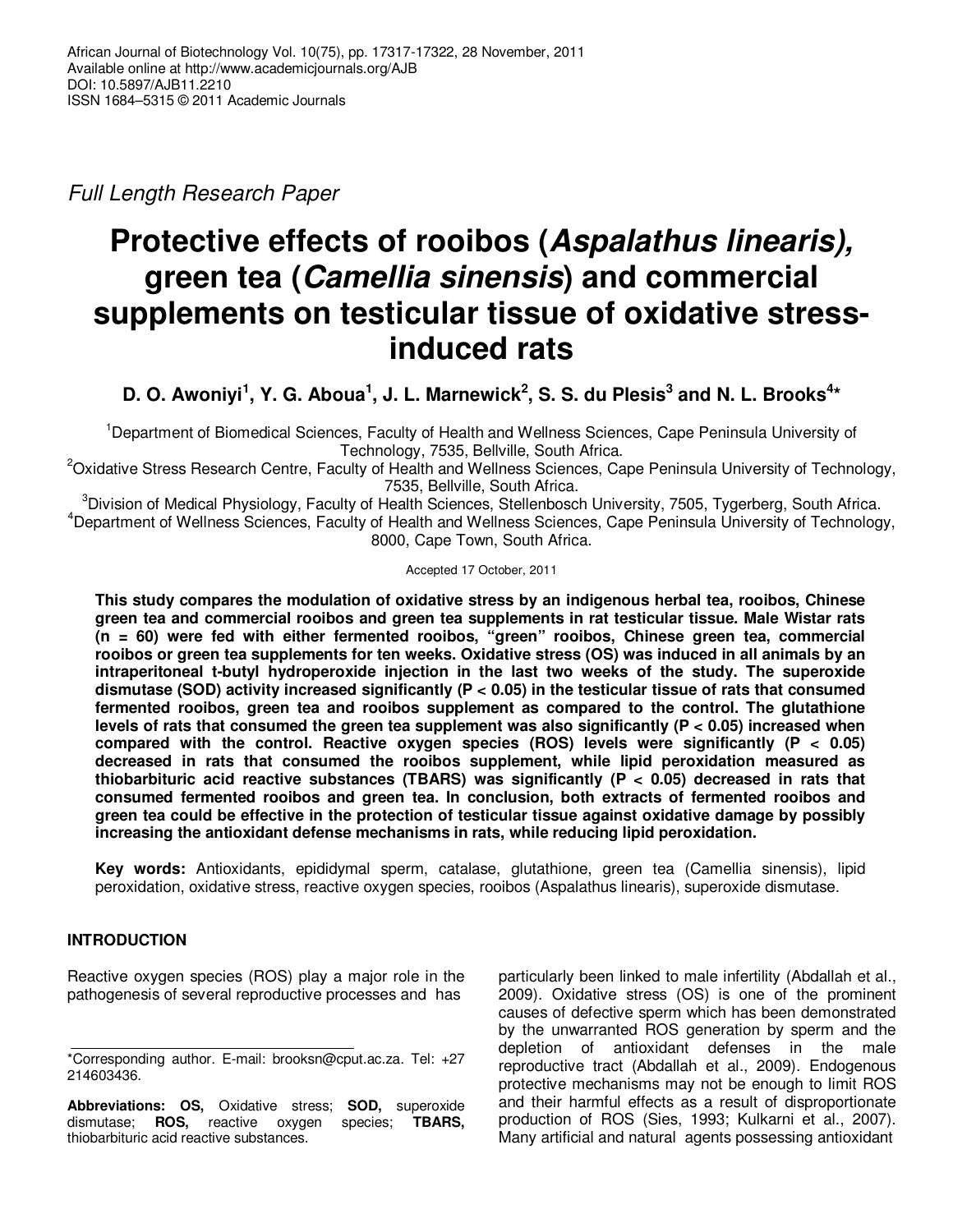Full Length Research Paper

# Protective effects of rooibos (*Aspalathus linearis),* green tea (*Camellia sinensis*) and commercial supplements on testicular tissue of oxidative stress-induced rats

**D. O. Awoniyi[1], Y. G. Aboua[1], J. L. Marnewick[2], S. S. du Plesis[3] and N. L. Brooks[4]***

[1]Department of Biomedical Sciences, Faculty of Health and Wellness Sciences, Cape Peninsula University of Technology, 7535, Bellville, South Africa.
[2]Oxidative Stress Research Centre, Faculty of Health and Wellness Sciences, Cape Peninsula University of Technology, 7535, Bellville, South Africa.
[3]Division of Medical Physiology, Faculty of Health Sciences, Stellenbosch University, 7505, Tygerberg, South Africa.
[4]Department of Wellness Sciences, Faculty of Health and Wellness Sciences, Cape Peninsula University of Technology, 8000, Cape Town, South Africa.

Accepted 17 October, 2011

**This study compares the modulation of oxidative stress by an indigenous herbal tea, rooibos, Chinese green tea and commercial rooibos and green tea supplements in rat testicular tissue. Male Wistar rats (n = 60) were fed with either fermented rooibos, "green" rooibos, Chinese green tea, commercial rooibos or green tea supplements for ten weeks. Oxidative stress (OS) was induced in all animals by an intraperitoneal t-butyl hydroperoxide injection in the last two weeks of the study. The superoxide dismutase (SOD) activity increased significantly ($P < 0.05$) in the testicular tissue of rats that consumed fermented rooibos, green tea and rooibos supplement as compared to the control. The glutathione levels of rats that consumed the green tea supplement was also significantly ($P < 0.05$) increased when compared with the control. Reactive oxygen species (ROS) levels were significantly ($P < 0.05$) decreased in rats that consumed the rooibos supplement, while lipid peroxidation measured as thiobarbituric acid reactive substances (TBARS) was significantly ($P < 0.05$) decreased in rats that consumed fermented rooibos and green tea. In conclusion, both extracts of fermented rooibos and green tea could be effective in the protection of testicular tissue against oxidative damage by possibly increasing the antioxidant defense mechanisms in rats, while reducing lipid peroxidation.**

**Key words:** Antioxidants, epididymal sperm, catalase, glutathione, green tea (Camellia sinensis), lipid peroxidation, oxidative stress, reactive oxygen species, rooibos (Aspalathus linearis), superoxide dismutase.

## INTRODUCTION

Reactive oxygen species (ROS) play a major role in the pathogenesis of several reproductive processes and has particularly been linked to male infertility (Abdallah et al., 2009). Oxidative stress (OS) is one of the prominent causes of defective sperm which has been demonstrated by the unwarranted ROS generation by sperm and the depletion of antioxidant defenses in the male reproductive tract (Abdallah et al., 2009). Endogenous protective mechanisms may not be enough to limit ROS and their harmful effects as a result of disproportionate production of ROS (Sies, 1993; Kulkarni et al., 2007). Many artificial and natural agents possessing antioxidant

*Corresponding author. E-mail: brooksn@cput.ac.za. Tel: +27 214603436.

**Abbreviations: OS,** Oxidative stress; **SOD,** superoxide dismutase; **ROS,** reactive oxygen species; **TBARS,** thiobarbituric acid reactive substances.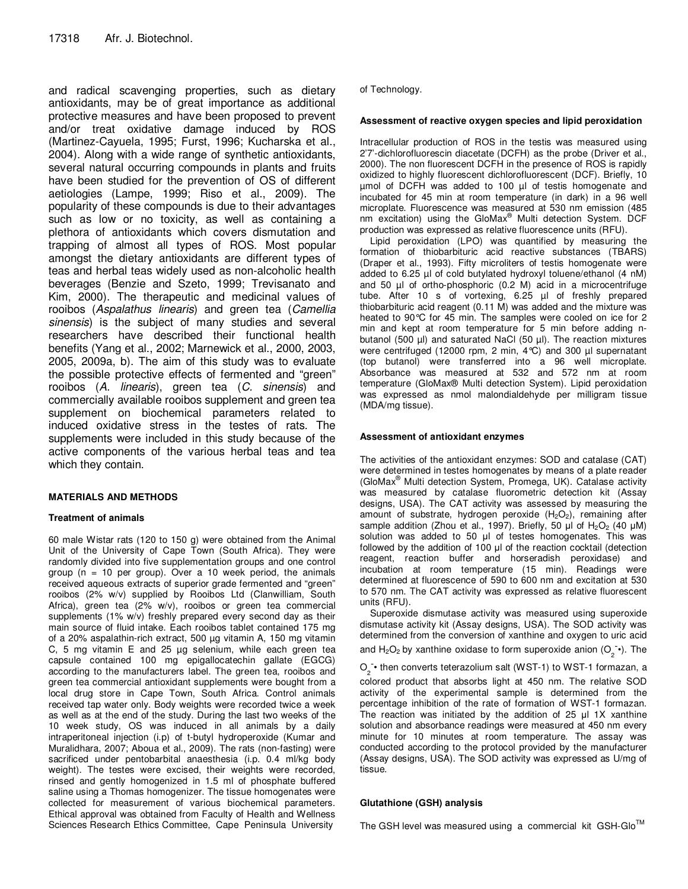and radical scavenging properties, such as dietary antioxidants, may be of great importance as additional protective measures and have been proposed to prevent and/or treat oxidative damage induced by ROS (Martinez-Cayuela, 1995; Furst, 1996; Kucharska et al., 2004). Along with a wide range of synthetic antioxidants, several natural occurring compounds in plants and fruits have been studied for the prevention of OS of different aetiologies (Lampe, 1999; Riso et al., 2009). The popularity of these compounds is due to their advantages such as low or no toxicity, as well as containing a plethora of antioxidants which covers dismutation and trapping of almost all types of ROS. Most popular amongst the dietary antioxidants are different types of teas and herbal teas widely used as non-alcoholic health beverages (Benzie and Szeto, 1999; Trevisanato and Kim, 2000). The therapeutic and medicinal values of rooibos (*Aspalathus linearis*) and green tea (*Camellia sinensis*) is the subject of many studies and several researchers have described their functional health benefits (Yang et al., 2002; Marnewick et al., 2000, 2003, 2005, 2009a, b). The aim of this study was to evaluate the possible protective effects of fermented and "green" rooibos (*A. linearis*), green tea (*C. sinensis*) and commercially available rooibos supplement and green tea supplement on biochemical parameters related to induced oxidative stress in the testes of rats. The supplements were included in this study because of the active components of the various herbal teas and tea which they contain.

## MATERIALS AND METHODS

### Treatment of animals

60 male Wistar rats (120 to 150 g) were obtained from the Animal Unit of the University of Cape Town (South Africa). They were randomly divided into five supplementation groups and one control group (n = 10 per group). Over a 10 week period, the animals received aqueous extracts of superior grade fermented and "green" rooibos (2% w/v) supplied by Rooibos Ltd (Clanwilliam, South Africa), green tea (2% w/v), rooibos or green tea commercial supplements (1% w/v) freshly prepared every second day as their main source of fluid intake. Each rooibos tablet contained 175 mg of a 20% aspalathin-rich extract, 500 µg vitamin A, 150 mg vitamin C, 5 mg vitamin E and 25 µg selenium, while each green tea capsule contained 100 mg epigallocatechin gallate (EGCG) according to the manufacturers label. The green tea, rooibos and green tea commercial antioxidant supplements were bought from a local drug store in Cape Town, South Africa. Control animals received tap water only. Body weights were recorded twice a week as well as at the end of the study. During the last two weeks of the 10 week study, OS was induced in all animals by a daily intraperitoneal injection (i.p) of t-butyl hydroperoxide (Kumar and Muralidhara, 2007; Aboua et al., 2009). The rats (non-fasting) were sacrificed under pentobarbital anaesthesia (i.p. 0.4 ml/kg body weight). The testes were excised, their weights were recorded, rinsed and gently homogenized in 1.5 ml of phosphate buffered saline using a Thomas homogenizer. The tissue homogenates were collected for measurement of various biochemical parameters. Ethical approval was obtained from Faculty of Health and Wellness Sciences Research Ethics Committee, Cape Peninsula University of Technology.

### Assessment of reactive oxygen species and lipid peroxidation

Intracellular production of ROS in the testis was measured using 2'7'-dichlorofluorescin diacetate (DCFH) as the probe (Driver et al., 2000). The non fluorescent DCFH in the presence of ROS is rapidly oxidized to highly fluorescent dichlorofluorescent (DCF). Briefly, 10 µmol of DCFH was added to 100 µl of testis homogenate and incubated for 45 min at room temperature (in dark) in a 96 well microplate. Fluorescence was measured at 530 nm emission (485 nm excitation) using the GloMax® Multi detection System. DCF production was expressed as relative fluorescence units (RFU).

Lipid peroxidation (LPO) was quantified by measuring the formation of thiobarbituric acid reactive substances (TBARS) (Draper et al., 1993). Fifty microliters of testis homogenate were added to 6.25 µl of cold butylated hydroxyl toluene/ethanol (4 nM) and 50 µl of ortho-phosphoric (0.2 M) acid in a microcentrifuge tube. After 10 s of vortexing, 6.25 µl of freshly prepared thiobarbituric acid reagent (0.11 M) was added and the mixture was heated to 90°C for 45 min. The samples were cooled on ice for 2 min and kept at room temperature for 5 min before adding n-butanol (500 µl) and saturated NaCl (50 µl). The reaction mixtures were centrifuged (12000 rpm, 2 min, 4°C) and 300 µl supernatant (top butanol) were transferred into a 96 well microplate. Absorbance was measured at 532 and 572 nm at room temperature (GloMax® Multi detection System). Lipid peroxidation was expressed as nmol malondialdehyde per milligram tissue (MDA/mg tissue).

### Assessment of antioxidant enzymes

The activities of the antioxidant enzymes: SOD and catalase (CAT) were determined in testes homogenates by means of a plate reader (GloMax® Multi detection System, Promega, UK). Catalase activity was measured by catalase fluorometric detection kit (Assay designs, USA). The CAT activity was assessed by measuring the amount of substrate, hydrogen peroxide ($H_2O_2$), remaining after sample addition (Zhou et al., 1997). Briefly, 50 µl of $H_2O_2$ (40 µM) solution was added to 50 µl of testes homogenates. This was followed by the addition of 100 µl of the reaction cocktail (detection reagent, reaction buffer and horseradish peroxidase) and incubation at room temperature (15 min). Readings were determined at fluorescence of 590 to 600 nm and excitation at 530 to 570 nm. The CAT activity was expressed as relative fluorescent units (RFU).

Superoxide dismutase activity was measured using superoxide dismutase activity kit (Assay designs, USA). The SOD activity was determined from the conversion of xanthine and oxygen to uric acid and $H_2O_2$ by xanthine oxidase to form superoxide anion ($O_2^{-}$•). The $O_2^{-}$• then converts teterazolium salt (WST-1) to WST-1 formazan, a colored product that absorbs light at 450 nm. The relative SOD activity of the experimental sample is determined from the percentage inhibition of the rate of formation of WST-1 formazan. The reaction was initiated by the addition of 25 µl 1X xanthine solution and absorbance readings were measured at 450 nm every minute for 10 minutes at room temperature. The assay was conducted according to the protocol provided by the manufacturer (Assay designs, USA). The SOD activity was expressed as U/mg of tissue.

### Glutathione (GSH) analysis

The GSH level was measured using a commercial kit GSH-Glo™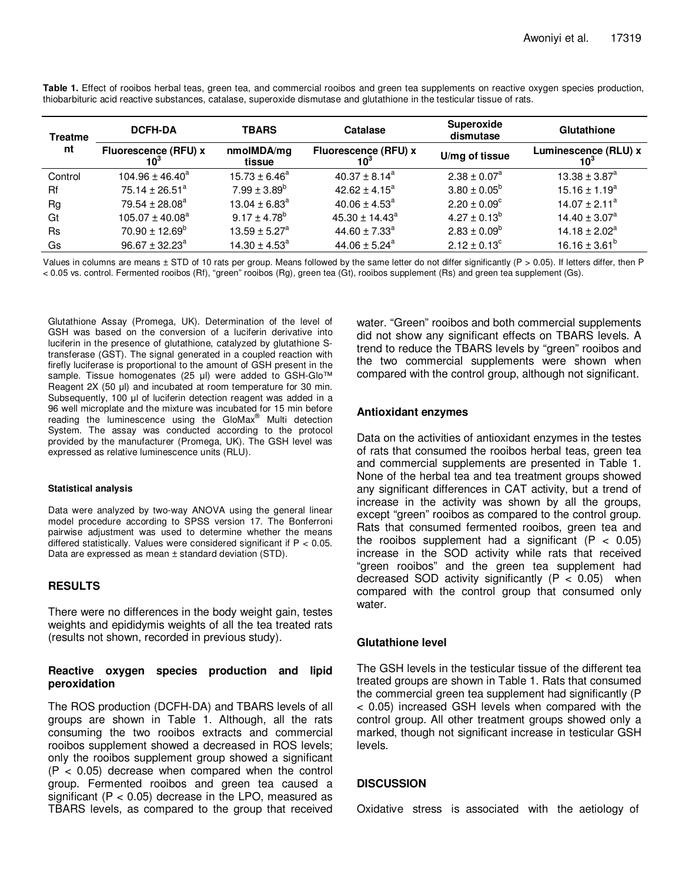**Table 1.** Effect of rooibos herbal teas, green tea, and commercial rooibos and green tea supplements on reactive oxygen species production, thiobarbituric acid reactive substances, catalase, superoxide dismutase and glutathione in the testicular tissue of rats.

| Treatment | DCFH-DA | TBARS | Catalase | Superoxide dismutase | Glutathione |
|---|---|---|---|---|---|
| | Fluorescence (RFU) x $10^3$ | nmolMDA/mg tissue | Fluorescence (RFU) x $10^3$ | U/mg of tissue | Luminescence (RLU) x $10^3$ |
| Control | $104.96 \pm 46.40^a$ | $15.73 \pm 6.46^a$ | $40.37 \pm 8.14^a$ | $2.38 \pm 0.07^a$ | $13.38 \pm 3.87^a$ |
| Rf | $75.14 \pm 26.51^a$ | $7.99 \pm 3.89^b$ | $42.62 \pm 4.15^a$ | $3.80 \pm 0.05^b$ | $15.16 \pm 1.19^a$ |
| Rg | $79.54 \pm 28.08^a$ | $13.04 \pm 6.83^a$ | $40.06 \pm 4.53^a$ | $2.20 \pm 0.09^c$ | $14.07 \pm 2.11^a$ |
| Gt | $105.07 \pm 40.08^a$ | $9.17 \pm 4.78^b$ | $45.30 \pm 14.43^a$ | $4.27 \pm 0.13^b$ | $14.40 \pm 3.07^a$ |
| Rs | $70.90 \pm 12.69^b$ | $13.59 \pm 5.27^a$ | $44.60 \pm 7.33^a$ | $2.83 \pm 0.09^b$ | $14.18 \pm 2.02^a$ |
| Gs | $96.67 \pm 32.23^a$ | $14.30 \pm 4.53^a$ | $44.06 \pm 5.24^a$ | $2.12 \pm 0.13^c$ | $16.16 \pm 3.61^b$ |

Values in columns are means ± STD of 10 rats per group. Means followed by the same letter do not differ significantly (P > 0.05). If letters differ, then P < 0.05 vs. control. Fermented rooibos (Rf), "green" rooibos (Rg), green tea (Gt), rooibos supplement (Rs) and green tea supplement (Gs).

Glutathione Assay (Promega, UK). Determination of the level of GSH was based on the conversion of a luciferin derivative into luciferin in the presence of glutathione, catalyzed by glutathione S-transferase (GST). The signal generated in a coupled reaction with firefly luciferase is proportional to the amount of GSH present in the sample. Tissue homogenates (25 µl) were added to GSH-Glo™ Reagent 2X (50 µl) and incubated at room temperature for 30 min. Subsequently, 100 µl of luciferin detection reagent was added in a 96 well microplate and the mixture was incubated for 15 min before reading the luminescence using the GloMax® Multi detection System. The assay was conducted according to the protocol provided by the manufacturer (Promega, UK). The GSH level was expressed as relative luminescence units (RLU).

#### Statistical analysis

Data were analyzed by two-way ANOVA using the general linear model procedure according to SPSS version 17. The Bonferroni pairwise adjustment was used to determine whether the means differed statistically. Values were considered significant if P < 0.05. Data are expressed as mean ± standard deviation (STD).

## RESULTS

There were no differences in the body weight gain, testes weights and epididymis weights of all the tea treated rats (results not shown, recorded in previous study).

### Reactive oxygen species production and lipid peroxidation

The ROS production (DCFH-DA) and TBARS levels of all groups are shown in Table 1. Although, all the rats consuming the two rooibos extracts and commercial rooibos supplement showed a decreased in ROS levels; only the rooibos supplement group showed a significant (P < 0.05) decrease when compared when the control group. Fermented rooibos and green tea caused a significant (P < 0.05) decrease in the LPO, measured as TBARS levels, as compared to the group that received water. "Green" rooibos and both commercial supplements did not show any significant effects on TBARS levels. A trend to reduce the TBARS levels by "green" rooibos and the two commercial supplements were shown when compared with the control group, although not significant.

### Antioxidant enzymes

Data on the activities of antioxidant enzymes in the testes of rats that consumed the rooibos herbal teas, green tea and commercial supplements are presented in Table 1. None of the herbal tea and tea treatment groups showed any significant differences in CAT activity, but a trend of increase in the activity was shown by all the groups, except "green" rooibos as compared to the control group. Rats that consumed fermented rooibos, green tea and the rooibos supplement had a significant (P < 0.05) increase in the SOD activity while rats that received "green rooibos" and the green tea supplement had decreased SOD activity significantly (P < 0.05) when compared with the control group that consumed only water.

### Glutathione level

The GSH levels in the testicular tissue of the different tea treated groups are shown in Table 1. Rats that consumed the commercial green tea supplement had significantly (P < 0.05) increased GSH levels when compared with the control group. All other treatment groups showed only a marked, though not significant increase in testicular GSH levels.

## DISCUSSION

Oxidative stress is associated with the aetiology of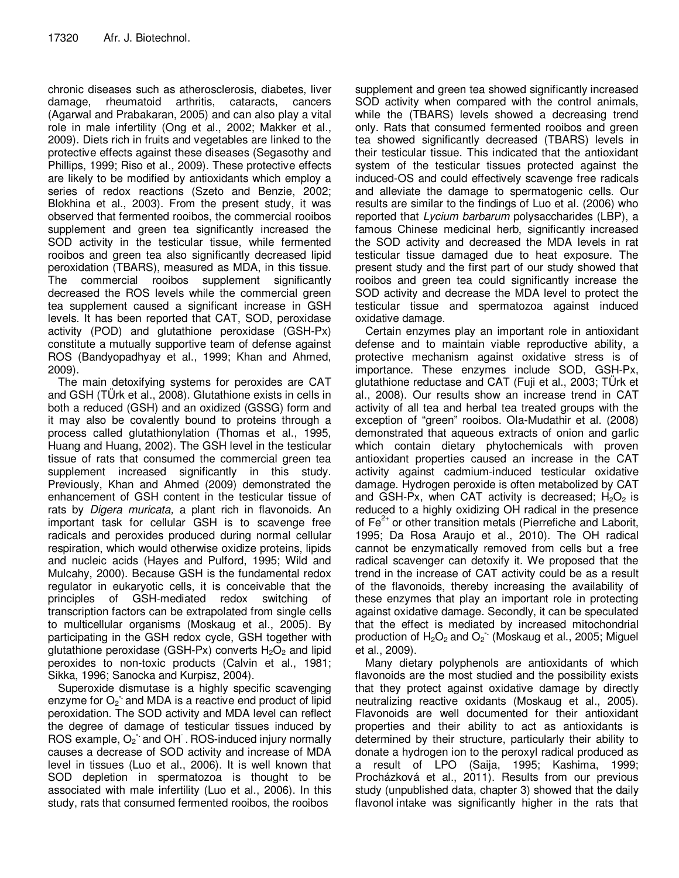chronic diseases such as atherosclerosis, diabetes, liver damage, rheumatoid arthritis, cataracts, cancers (Agarwal and Prabakaran, 2005) and can also play a vital role in male infertility (Ong et al., 2002; Makker et al., 2009). Diets rich in fruits and vegetables are linked to the protective effects against these diseases (Segasothy and Phillips, 1999; Riso et al*.,* 2009). These protective effects are likely to be modified by antioxidants which employ a series of redox reactions (Szeto and Benzie, 2002; Blokhina et al., 2003). From the present study, it was observed that fermented rooibos, the commercial rooibos supplement and green tea significantly increased the SOD activity in the testicular tissue, while fermented rooibos and green tea also significantly decreased lipid peroxidation (TBARS), measured as MDA, in this tissue. The commercial rooibos supplement significantly decreased the ROS levels while the commercial green tea supplement caused a significant increase in GSH levels. It has been reported that CAT, SOD, peroxidase activity (POD) and glutathione peroxidase (GSH-Px) constitute a mutually supportive team of defense against ROS (Bandyopadhyay et al., 1999; Khan and Ahmed, 2009).

The main detoxifying systems for peroxides are CAT and GSH (TÜrk et al., 2008). Glutathione exists in cells in both a reduced (GSH) and an oxidized (GSSG) form and it may also be covalently bound to proteins through a process called glutathionylation (Thomas et al., 1995, Huang and Huang, 2002). The GSH level in the testicular tissue of rats that consumed the commercial green tea supplement increased significantly in this study. Previously, Khan and Ahmed (2009) demonstrated the enhancement of GSH content in the testicular tissue of rats by *Digera muricata,* a plant rich in flavonoids. An important task for cellular GSH is to scavenge free radicals and peroxides produced during normal cellular respiration, which would otherwise oxidize proteins, lipids and nucleic acids (Hayes and Pulford, 1995; Wild and Mulcahy, 2000). Because GSH is the fundamental redox regulator in eukaryotic cells, it is conceivable that the principles of GSH-mediated redox switching of transcription factors can be extrapolated from single cells to multicellular organisms (Moskaug et al., 2005). By participating in the GSH redox cycle, GSH together with glutathione peroxidase (GSH-Px) converts $H_2O_2$ and lipid peroxides to non-toxic products (Calvin et al., 1981; Sikka, 1996; Sanocka and Kurpisz, 2004).

Superoxide dismutase is a highly specific scavenging enzyme for $O_2^{\cdot-}$ and MDA is a reactive end product of lipid peroxidation. The SOD activity and MDA level can reflect the degree of damage of testicular tissues induced by ROS example, $O_2^{\cdot-}$ and $OH^-$. ROS-induced injury normally causes a decrease of SOD activity and increase of MDA level in tissues (Luo et al., 2006). It is well known that SOD depletion in spermatozoa is thought to be associated with male infertility (Luo et al., 2006). In this study, rats that consumed fermented rooibos, the rooibos supplement and green tea showed significantly increased SOD activity when compared with the control animals, while the (TBARS) levels showed a decreasing trend only. Rats that consumed fermented rooibos and green tea showed significantly decreased (TBARS) levels in their testicular tissue. This indicated that the antioxidant system of the testicular tissues protected against the induced-OS and could effectively scavenge free radicals and alleviate the damage to spermatogenic cells. Our results are similar to the findings of Luo et al. (2006) who reported that *Lycium barbarum* polysaccharides (LBP), a famous Chinese medicinal herb, significantly increased the SOD activity and decreased the MDA levels in rat testicular tissue damaged due to heat exposure. The present study and the first part of our study showed that rooibos and green tea could significantly increase the SOD activity and decrease the MDA level to protect the testicular tissue and spermatozoa against induced oxidative damage.

Certain enzymes play an important role in antioxidant defense and to maintain viable reproductive ability, a protective mechanism against oxidative stress is of importance. These enzymes include SOD, GSH-Px, glutathione reductase and CAT (Fuji et al., 2003; TÜrk et al., 2008). Our results show an increase trend in CAT activity of all tea and herbal tea treated groups with the exception of "green" rooibos. Ola-Mudathir et al. (2008) demonstrated that aqueous extracts of onion and garlic which contain dietary phytochemicals with proven antioxidant properties caused an increase in the CAT activity against cadmium-induced testicular oxidative damage. Hydrogen peroxide is often metabolized by CAT and GSH-Px, when CAT activity is decreased; $H_2O_2$ is reduced to a highly oxidizing OH radical in the presence of $Fe^{2+}$ or other transition metals (Pierrefiche and Laborit, 1995; Da Rosa Araujo et al., 2010). The OH radical cannot be enzymatically removed from cells but a free radical scavenger can detoxify it. We proposed that the trend in the increase of CAT activity could be as a result of the flavonoids, thereby increasing the availability of these enzymes that play an important role in protecting against oxidative damage. Secondly, it can be speculated that the effect is mediated by increased mitochondrial production of $H_2O_2$ and $O_2^{\cdot-}$ (Moskaug et al., 2005; Miguel et al., 2009).

Many dietary polyphenols are antioxidants of which flavonoids are the most studied and the possibility exists that they protect against oxidative damage by directly neutralizing reactive oxidants (Moskaug et al., 2005). Flavonoids are well documented for their antioxidant properties and their ability to act as antioxidants is determined by their structure, particularly their ability to donate a hydrogen ion to the peroxyl radical produced as a result of LPO (Saija, 1995; Kashima, 1999; Procházková et al., 2011). Results from our previous study (unpublished data, chapter 3) showed that the daily flavonol intake was significantly higher in the rats that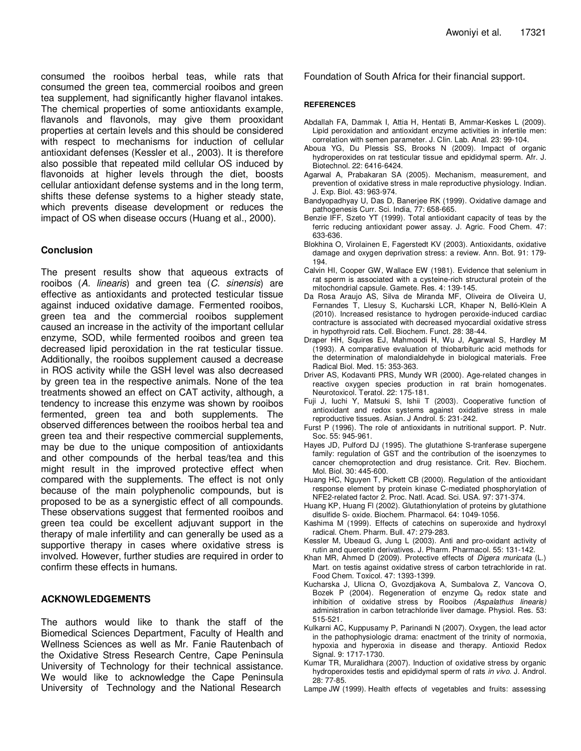consumed the rooibos herbal teas, while rats that consumed the green tea, commercial rooibos and green tea supplement, had significantly higher flavanol intakes. The chemical properties of some antioxidants example, flavanols and flavonols, may give them prooxidant properties at certain levels and this should be considered with respect to mechanisms for induction of cellular antioxidant defenses (Kessler et al., 2003). It is therefore also possible that repeated mild cellular OS induced by flavonoids at higher levels through the diet, boosts cellular antioxidant defense systems and in the long term, shifts these defense systems to a higher steady state, which prevents disease development or reduces the impact of OS when disease occurs (Huang et al., 2000).

## Conclusion

The present results show that aqueous extracts of rooibos (*A. linearis*) and green tea (*C. sinensis*) are effective as antioxidants and protected testicular tissue against induced oxidative damage. Fermented rooibos, green tea and the commercial rooibos supplement caused an increase in the activity of the important cellular enzyme, SOD, while fermented rooibos and green tea decreased lipid peroxidation in the rat testicular tissue. Additionally, the rooibos supplement caused a decrease in ROS activity while the GSH level was also decreased by green tea in the respective animals. None of the tea treatments showed an effect on CAT activity, although, a tendency to increase this enzyme was shown by rooibos fermented, green tea and both supplements. The observed differences between the rooibos herbal tea and green tea and their respective commercial supplements, may be due to the unique composition of antioxidants and other compounds of the herbal teas/tea and this might result in the improved protective effect when compared with the supplements. The effect is not only because of the main polyphenolic compounds, but is proposed to be as a synergistic effect of all compounds. These observations suggest that fermented rooibos and green tea could be excellent adjuvant support in the therapy of male infertility and can generally be used as a supportive therapy in cases where oxidative stress is involved. However, further studies are required in order to confirm these effects in humans.

## ACKNOWLEDGEMENTS

The authors would like to thank the staff of the Biomedical Sciences Department, Faculty of Health and Wellness Sciences as well as Mr. Fanie Rautenbach of the Oxidative Stress Research Centre, Cape Peninsula University of Technology for their technical assistance. We would like to acknowledge the Cape Peninsula University of Technology and the National Research Foundation of South Africa for their financial support.

## REFERENCES

Abdallah FA, Dammak I, Attia H, Hentati B, Ammar-Keskes L (2009). Lipid peroxidation and antioxidant enzyme activities in infertile men: correlation with semen parameter. J. Clin. Lab. Anal. 23: 99-104.

Aboua YG, Du Plessis SS, Brooks N (2009). Impact of organic hydroperoxides on rat testicular tissue and epididymal sperm. Afr. J. Biotechnol. 22: 6416-6424.

Agarwal A, Prabakaran SA (2005). Mechanism, measurement, and prevention of oxidative stress in male reproductive physiology. Indian. J. Exp. Biol. 43: 963-974.

Bandyopadhyay U, Das D, Banerjee RK (1999). Oxidative damage and pathogenesis Curr. Sci. India, 77: 658-665.

Benzie IFF, Szeto YT (1999). Total antioxidant capacity of teas by the ferric reducing antioxidant power assay. J. Agric. Food Chem. 47: 633-636.

Blokhina O, Virolainen E, Fagerstedt KV (2003). Antioxidants, oxidative damage and oxygen deprivation stress: a review. Ann. Bot. 91: 179-194.

Calvin HI, Cooper GW, Wallace EW (1981). Evidence that selenium in rat sperm is associated with a cysteine-rich structural protein of the mitochondrial capsule. Gamete. Res. 4: 139-145.

Da Rosa Araujo AS, Silva de Miranda MF, Oliveira de Oliveira U, Fernandes T, Llesuy S, Kucharski LCR, Khaper N, Belló-Klein A (2010). Increased resistance to hydrogen peroxide-induced cardiac contracture is associated with decreased myocardial oxidative stress in hypothyroid rats. Cell. Biochem. Funct. 28: 38-44.

Draper HH, Squires EJ, Mahmoodi H, Wu J, Agarwal S, Hardley M (1993). A comparative evaluation of thiobarbituric acid methods for the determination of malondialdehyde in biological materials. Free Radical Biol. Med. 15: 353-363.

Driver AS, Kodavanti PRS, Mundy WR (2000). Age-related changes in reactive oxygen species production in rat brain homogenates. Neurotoxicol. Teratol. 22: 175-181.

Fuji J, Iuchi Y, Matsuki S, Ishii T (2003). Cooperative function of antioxidant and redox systems against oxidative stress in male reproductive tissues. Asian. J Androl. 5: 231-242.

Furst P (1996). The role of antioxidants in nutritional support. P. Nutr. Soc. 55: 945-961.

Hayes JD, Pulford DJ (1995). The glutathione S-tranferase supergene family: regulation of GST and the contribution of the isoenzymes to cancer chemoprotection and drug resistance. Crit. Rev. Biochem. Mol. Biol. 30: 445-600.

Huang HC, Nguyen T, Pickett CB (2000). Regulation of the antioxidant response element by protein kinase C-mediated phosphorylation of NFE2-related factor 2. Proc. Natl. Acad. Sci. USA. 97: 371-374.

Huang KP, Huang FI (2002). Glutathionylation of proteins by glutathione disulfide S- oxide. Biochem. Pharmacol. 64: 1049-1056.

Kashima M (1999). Effects of catechins on superoxide and hydroxyl radical. Chem. Pharm. Bull. 47: 279-283.

Kessler M, Ubeaud G, Jung L (2003). Anti and pro-oxidant activity of rutin and quercetin derivatives. J. Pharm. Pharmacol. 55: 131-142.

Khan MR, Ahmed D (2009). Protective effects of *Digera muricata* (L.) Mart. on testis against oxidative stress of carbon tetrachloride in rat. Food Chem. Toxicol. 47: 1393-1399.

Kucharska J, Ulicna O, Gvozdjakova A, Sumbalova Z, Vancova O, Bozek P (2004). Regeneration of enzyme $Q_9$ redox state and inhibition of oxidative stress by Rooibos *(Aspalathus linearis)* administration in carbon tetrachloride liver damage. Physiol. Res. 53: 515-521.

Kulkarni AC, Kuppusamy P, Parinandi N (2007). Oxygen, the lead actor in the pathophysiologic drama: enactment of the trinity of normoxia, hypoxia and hyperoxia in disease and therapy. Antioxid Redox Signal. 9: 1717-1730.

Kumar TR, Muralidhara (2007). Induction of oxidative stress by organic hydroperoxides testis and epididymal sperm of rats *in vivo*. J. Androl. 28: 77-85.

Lampe JW (1999). Health effects of vegetables and fruits: assessing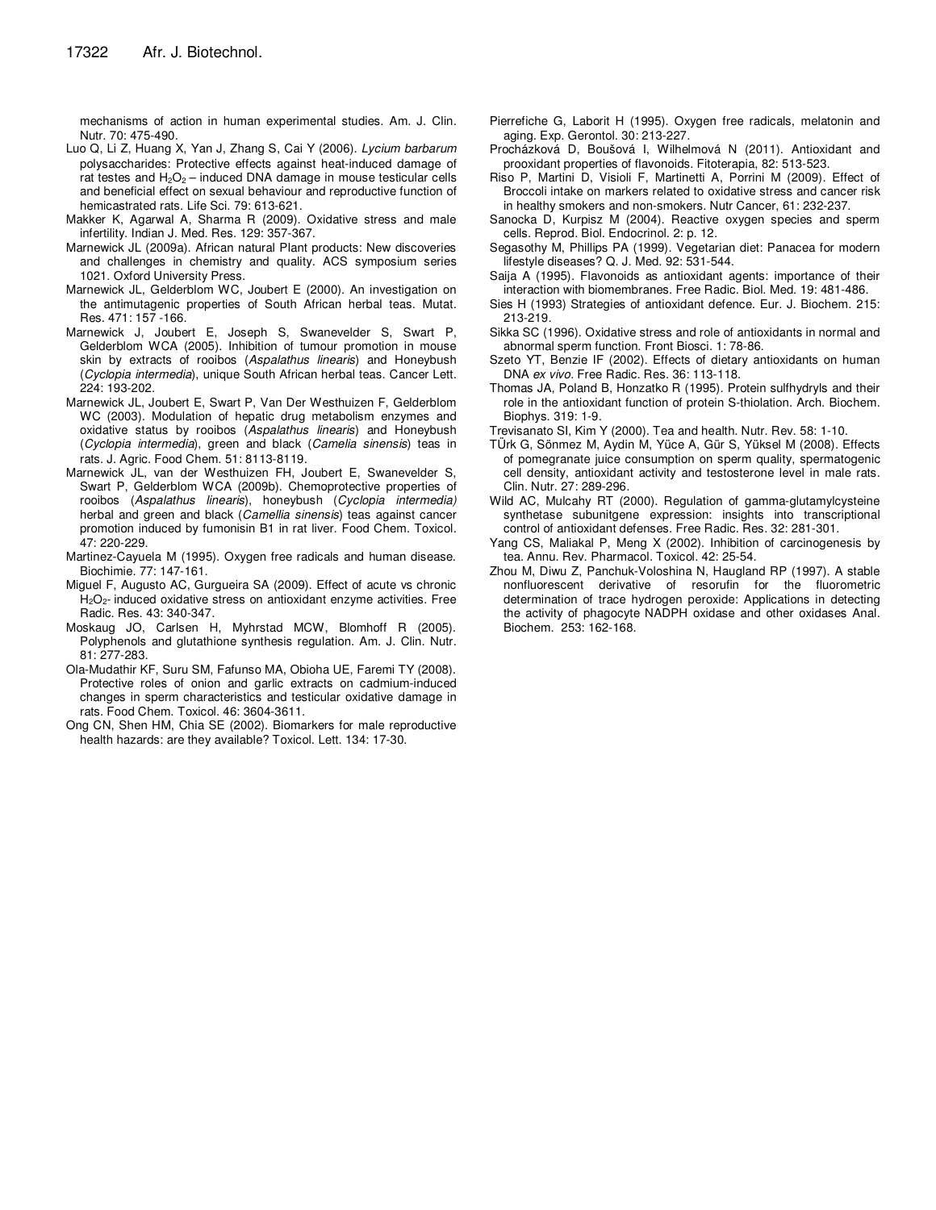mechanisms of action in human experimental studies. Am. J. Clin. Nutr. 70: 475-490.

Luo Q, Li Z, Huang X, Yan J, Zhang S, Cai Y (2006). *Lycium barbarum* polysaccharides: Protective effects against heat-induced damage of rat testes and $H_2O_2$ – induced DNA damage in mouse testicular cells and beneficial effect on sexual behaviour and reproductive function of hemicastrated rats. Life Sci. 79: 613-621.

Makker K, Agarwal A, Sharma R (2009). Oxidative stress and male infertility. Indian J. Med. Res. 129: 357-367.

Marnewick JL (2009a). African natural Plant products: New discoveries and challenges in chemistry and quality. ACS symposium series 1021. Oxford University Press.

Marnewick JL, Gelderblom WC, Joubert E (2000). An investigation on the antimutagenic properties of South African herbal teas. Mutat. Res. 471: 157 -166.

Marnewick J, Joubert E, Joseph S, Swanevelder S, Swart P, Gelderblom WCA (2005). Inhibition of tumour promotion in mouse skin by extracts of rooibos (*Aspalathus linearis*) and Honeybush (*Cyclopia intermedia*), unique South African herbal teas. Cancer Lett. 224: 193-202.

Marnewick JL, Joubert E, Swart P, Van Der Westhuizen F, Gelderblom WC (2003). Modulation of hepatic drug metabolism enzymes and oxidative status by rooibos (*Aspalathus linearis*) and Honeybush (*Cyclopia intermedia*), green and black (*Camelia sinensis*) teas in rats. J. Agric. Food Chem. 51: 8113-8119.

Marnewick JL, van der Westhuizen FH, Joubert E, Swanevelder S, Swart P, Gelderblom WCA (2009b). Chemoprotective properties of rooibos (*Aspalathus linearis*), honeybush (*Cyclopia intermedia)* herbal and green and black (*Camellia sinensis*) teas against cancer promotion induced by fumonisin B1 in rat liver. Food Chem. Toxicol. 47: 220-229.

Martinez-Cayuela M (1995). Oxygen free radicals and human disease. Biochimie. 77: 147-161.

Miguel F, Augusto AC, Gurgueira SA (2009). Effect of acute vs chronic $H_2O_2$- induced oxidative stress on antioxidant enzyme activities. Free Radic. Res. 43: 340-347.

Moskaug JO, Carlsen H, Myhrstad MCW, Blomhoff R (2005). Polyphenols and glutathione synthesis regulation. Am. J. Clin. Nutr. 81: 277-283.

Ola-Mudathir KF, Suru SM, Fafunso MA, Obioha UE, Faremi TY (2008). Protective roles of onion and garlic extracts on cadmium-induced changes in sperm characteristics and testicular oxidative damage in rats. Food Chem. Toxicol. 46: 3604-3611.

Ong CN, Shen HM, Chia SE (2002). Biomarkers for male reproductive health hazards: are they available? Toxicol. Lett. 134: 17-30.

Pierrefiche G, Laborit H (1995). Oxygen free radicals, melatonin and aging. Exp. Gerontol. 30: 213-227.

Procházková D, Boušová I, Wilhelmová N (2011). Antioxidant and prooxidant properties of flavonoids. Fitoterapia, 82: 513-523.

Riso P, Martini D, Visioli F, Martinetti A, Porrini M (2009). Effect of Broccoli intake on markers related to oxidative stress and cancer risk in healthy smokers and non-smokers. Nutr Cancer, 61: 232-237.

Sanocka D, Kurpisz M (2004). Reactive oxygen species and sperm cells. Reprod. Biol. Endocrinol. 2: p. 12.

Segasothy M, Phillips PA (1999). Vegetarian diet: Panacea for modern lifestyle diseases? Q. J. Med. 92: 531-544.

Saija A (1995). Flavonoids as antioxidant agents: importance of their interaction with biomembranes. Free Radic. Biol. Med. 19: 481-486.

Sies H (1993) Strategies of antioxidant defence. Eur. J. Biochem. 215: 213-219.

Sikka SC (1996). Oxidative stress and role of antioxidants in normal and abnormal sperm function. Front Biosci. 1: 78-86.

Szeto YT, Benzie IF (2002). Effects of dietary antioxidants on human DNA *ex vivo*. Free Radic. Res. 36: 113-118.

Thomas JA, Poland B, Honzatko R (1995). Protein sulfhydryls and their role in the antioxidant function of protein S-thiolation. Arch. Biochem. Biophys. 319: 1-9.

Trevisanato SI, Kim Y (2000). Tea and health. Nutr. Rev. 58: 1-10.

TÜrk G, Sönmez M, Aydin M, Yüce A, Gür S, Yüksel M (2008). Effects of pomegranate juice consumption on sperm quality, spermatogenic cell density, antioxidant activity and testosterone level in male rats. Clin. Nutr. 27: 289-296.

Wild AC, Mulcahy RT (2000). Regulation of gamma-glutamylcysteine synthetase subunitgene expression: insights into transcriptional control of antioxidant defenses. Free Radic. Res. 32: 281-301.

Yang CS, Maliakal P, Meng X (2002). Inhibition of carcinogenesis by tea. Annu. Rev. Pharmacol. Toxicol. 42: 25-54.

Zhou M, Diwu Z, Panchuk-Voloshina N, Haugland RP (1997). A stable nonfluorescent derivative of resorufin for the fluorometric determination of trace hydrogen peroxide: Applications in detecting the activity of phagocyte NADPH oxidase and other oxidases Anal. Biochem. 253: 162-168.